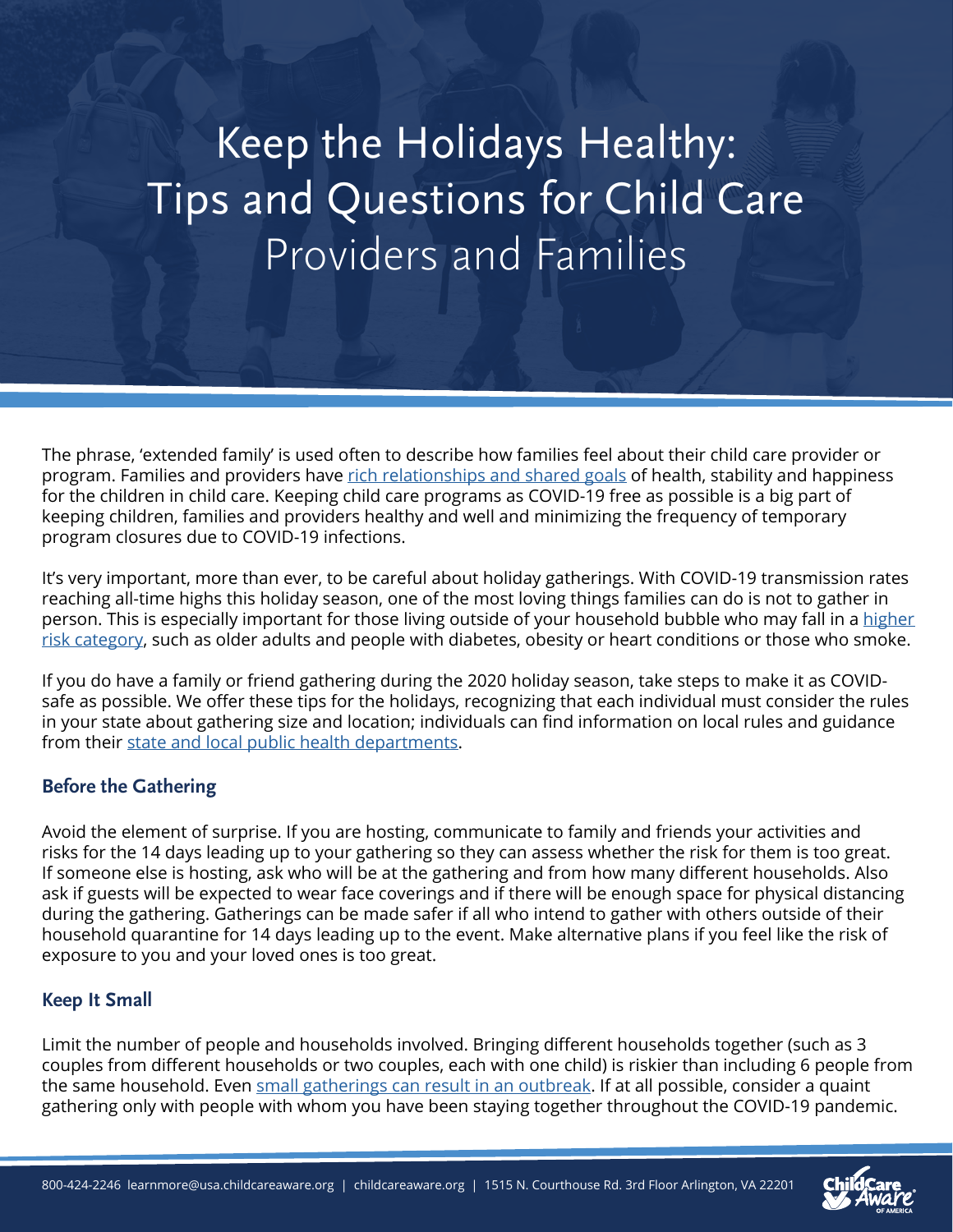# Keep the Holidays Healthy: Tips and Questions for Child Care Providers and Families

The phrase, 'extended family' is used often to describe how families feel about their child care provider or program. Families and providers have rich relationships and shared goals of health, stability and happiness for the children in child care. Keeping child care programs as COVID-19 free as possible is a big part of keeping children, families and providers healthy and well and minimizing the frequency of temporary program closures due to COVID-19 infections.

It's very important, more than ever, to be careful about holiday gatherings. With COVID-19 transmission rates reaching all-time highs this holiday season, one of the most loving things families can do is not to gather in person. This is especially important for those living outside of your household bubble who may fall in a higher risk category, such as older adults and people with diabetes, obesity or heart conditions or those who smoke.

If you do have a family or friend gathering during the 2020 holiday season, take steps to make it as COVID-safe as possible. We offer these tips for the holidays, recognizing that each individual must consider the rules in your state about gathering size and location; individuals can find information on local rules and guidance from their state and local public health departments.

## Before the Gathering

Avoid the element of surprise. If you are hosting, communicate to family and friends your activities and risks for the 14 days leading up to your gathering so they can assess whether the risk for them is too great. If someone else is hosting, ask who will be at the gathering and from how many different households. Also ask if guests will be expected to wear face coverings and if there will be enough space for physical distancing during the gathering. Gatherings can be made safer if all who intend to gather with others outside of their household quarantine for 14 days leading up to the event. Make alternative plans if you feel like the risk of exposure to you and your loved ones is too great.

## Keep It Small

Limit the number of people and households involved. Bringing different households together (such as 3 couples from different households or two couples, each with one child) is riskier than including 6 people from the same household. Even small gatherings can result in an outbreak. If at all possible, consider a quaint gathering only with people with whom you have been staying together throughout the COVID-19 pandemic.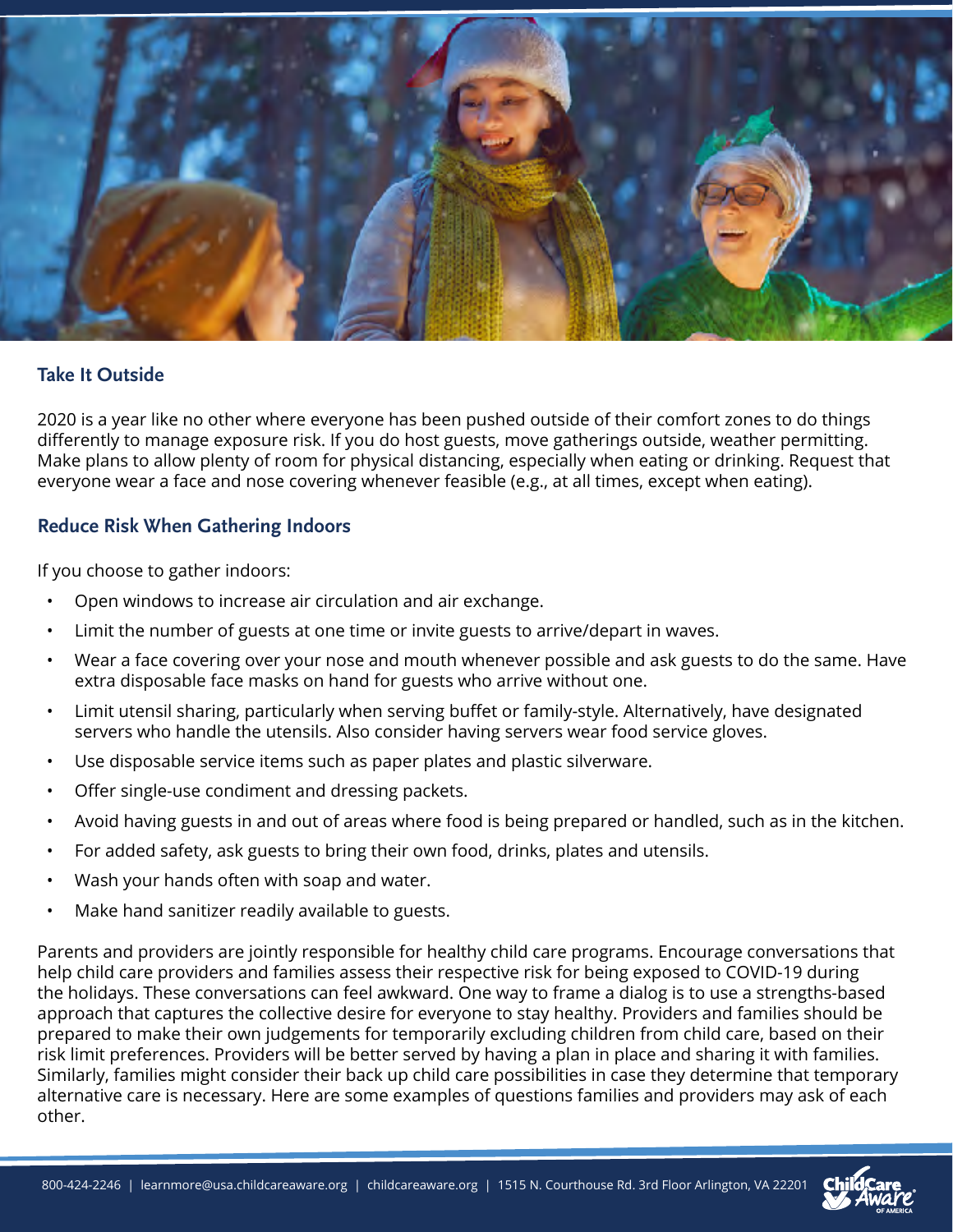## Take It Outside

2020 is a year like no other where everyone has been pushed outside of their comfort zones to do things differently to manage exposure risk. If you do host guests, move gatherings outside, weather permitting. Make plans to allow plenty of room for physical distancing, especially when eating or drinking. Request that everyone wear a face and nose covering whenever feasible (e.g., at all times, except when eating).

## Reduce Risk When Gathering Indoors

If you choose to gather indoors:

- Open windows to increase air circulation and air exchange.
- Limit the number of guests at one time or invite guests to arrive/depart in waves.
- Wear a face covering over your nose and mouth whenever possible and ask guests to do the same. Have extra disposable face masks on hand for guests who arrive without one.
- Limit utensil sharing, particularly when serving buffet or family-style. Alternatively, have designated servers who handle the utensils. Also consider having servers wear food service gloves.
- Use disposable service items such as paper plates and plastic silverware.
- Offer single-use condiment and dressing packets.
- Avoid having guests in and out of areas where food is being prepared or handled, such as in the kitchen.
- For added safety, ask guests to bring their own food, drinks, plates and utensils.
- Wash your hands often with soap and water.
- Make hand sanitizer readily available to guests.

Parents and providers are jointly responsible for healthy child care programs. Encourage conversations that help child care providers and families assess their respective risk for being exposed to COVID-19 during the holidays. These conversations can feel awkward. One way to frame a dialog is to use a strengths-based approach that captures the collective desire for everyone to stay healthy. Providers and families should be prepared to make their own judgements for temporarily excluding children from child care, based on their risk limit preferences. Providers will be better served by having a plan in place and sharing it with families. Similarly, families might consider their back up child care possibilities in case they determine that temporary alternative care is necessary. Here are some examples of questions families and providers may ask of each other.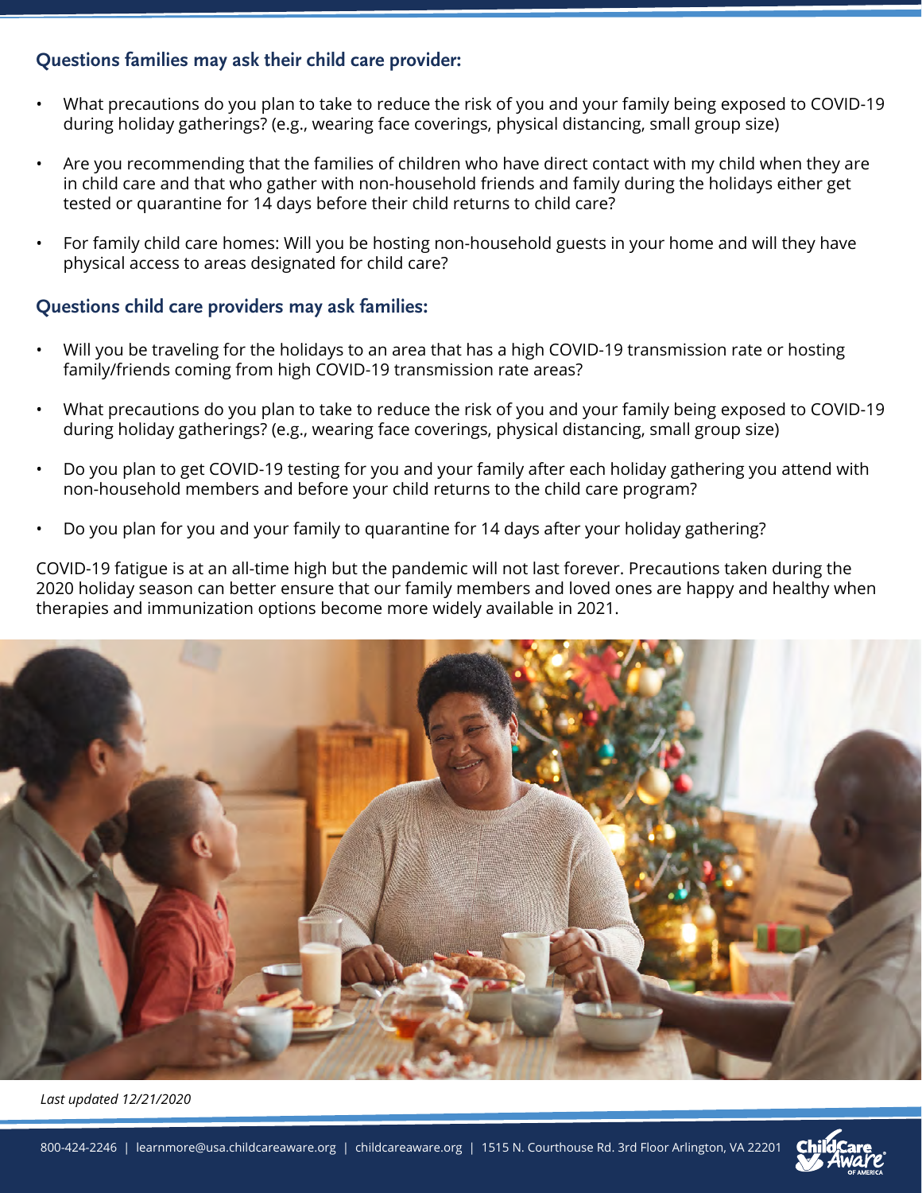### Questions families may ask their child care provider:

- What precautions do you plan to take to reduce the risk of you and your family being exposed to COVID-19 during holiday gatherings? (e.g., wearing face coverings, physical distancing, small group size)
- Are you recommending that the families of children who have direct contact with my child when they are in child care and that who gather with non-household friends and family during the holidays either get tested or quarantine for 14 days before their child returns to child care?
- For family child care homes: Will you be hosting non-household guests in your home and will they have physical access to areas designated for child care?

### Questions child care providers may ask families:

- Will you be traveling for the holidays to an area that has a high COVID-19 transmission rate or hosting family/friends coming from high COVID-19 transmission rate areas?
- What precautions do you plan to take to reduce the risk of you and your family being exposed to COVID-19 during holiday gatherings? (e.g., wearing face coverings, physical distancing, small group size)
- Do you plan to get COVID-19 testing for you and your family after each holiday gathering you attend with non-household members and before your child returns to the child care program?
- Do you plan for you and your family to quarantine for 14 days after your holiday gathering?

COVID-19 fatigue is at an all-time high but the pandemic will not last forever. Precautions taken during the 2020 holiday season can better ensure that our family members and loved ones are happy and healthy when therapies and immunization options become more widely available in 2021.

*Last updated 12/21/2020*

800-424-2246 | learnmore@usa.childcareaware.org | childcareaware.org | 1515 N. Courthouse Rd. 3rd Floor Arlington, VA 22201